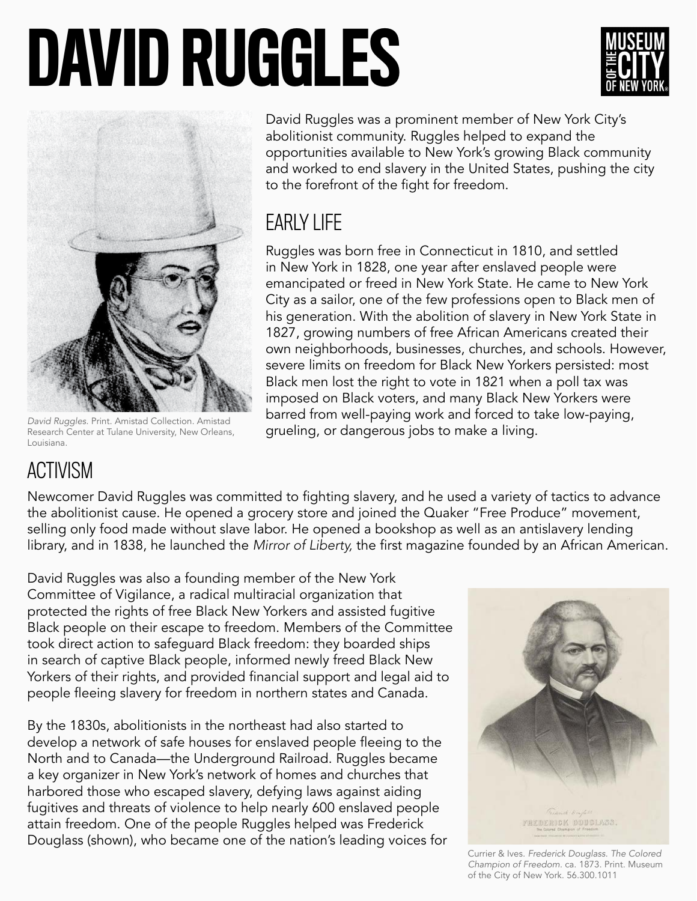# DAVID RUGGLES

*David Ruggles.* Print. Amistad Collection. Amistad Research Center at Tulane University, New Orleans, Louisiana.

David Ruggles was a prominent member of New York City's abolitionist community. Ruggles helped to expand the opportunities available to New York's growing Black community and worked to end slavery in the United States, pushing the city to the forefront of the fight for freedom.

## EARLY LIFE

Ruggles was born free in Connecticut in 1810, and settled in New York in 1828, one year after enslaved people were emancipated or freed in New York State. He came to New York City as a sailor, one of the few professions open to Black men of his generation. With the abolition of slavery in New York State in 1827, growing numbers of free African Americans created their own neighborhoods, businesses, churches, and schools. However, severe limits on freedom for Black New Yorkers persisted: most Black men lost the right to vote in 1821 when a poll tax was imposed on Black voters, and many Black New Yorkers were barred from well-paying work and forced to take low-paying, grueling, or dangerous jobs to make a living.

## ACTIVISM

Newcomer David Ruggles was committed to fighting slavery, and he used a variety of tactics to advance the abolitionist cause. He opened a grocery store and joined the Quaker "Free Produce" movement, selling only food made without slave labor. He opened a bookshop as well as an antislavery lending library, and in 1838, he launched the *Mirror of Liberty,* the first magazine founded by an African American.

David Ruggles was also a founding member of the New York Committee of Vigilance, a radical multiracial organization that protected the rights of free Black New Yorkers and assisted fugitive Black people on their escape to freedom. Members of the Committee took direct action to safeguard Black freedom: they boarded ships in search of captive Black people, informed newly freed Black New Yorkers of their rights, and provided financial support and legal aid to people fleeing slavery for freedom in northern states and Canada.

By the 1830s, abolitionists in the northeast had also started to develop a network of safe houses for enslaved people fleeing to the North and to Canada—the Underground Railroad. Ruggles became a key organizer in New York's network of homes and churches that harbored those who escaped slavery, defying laws against aiding fugitives and threats of violence to help nearly 600 enslaved people attain freedom. One of the people Ruggles helped was Frederick Douglass (shown), who became one of the nation's leading voices for

Currier & Ives. *Frederick Douglass. The Colored Champion of Freedom.* ca. 1873. Print. Museum of the City of New York. 56.300.1011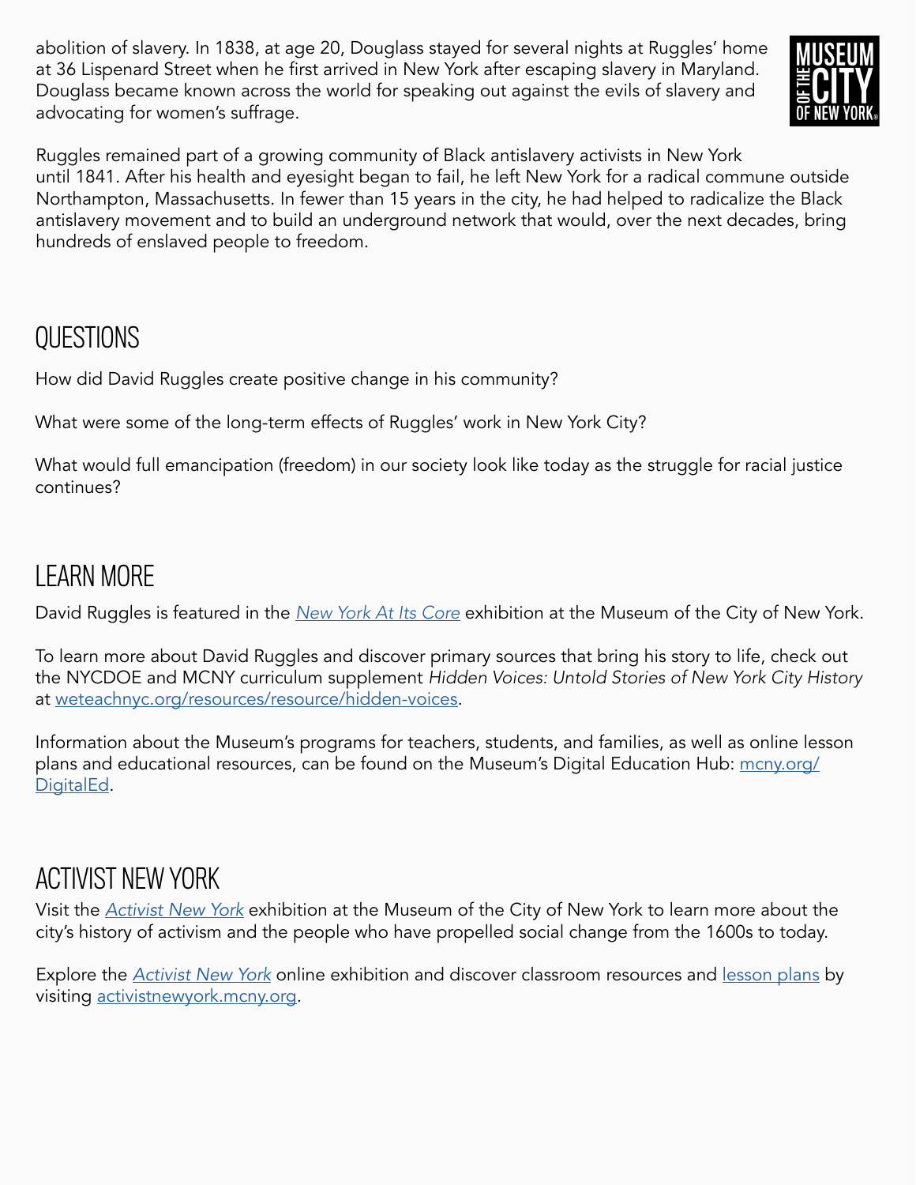abolition of slavery. In 1838, at age 20, Douglass stayed for several nights at Ruggles' home at 36 Lispenard Street when he first arrived in New York after escaping slavery in Maryland. Douglass became known across the world for speaking out against the evils of slavery and advocating for women's suffrage.

Ruggles remained part of a growing community of Black antislavery activists in New York until 1841. After his health and eyesight began to fail, he left New York for a radical commune outside Northampton, Massachusetts. In fewer than 15 years in the city, he had helped to radicalize the Black antislavery movement and to build an underground network that would, over the next decades, bring hundreds of enslaved people to freedom.

## QUESTIONS

How did David Ruggles create positive change in his community?

What were some of the long-term effects of Ruggles' work in New York City?

What would full emancipation (freedom) in our society look like today as the struggle for racial justice continues?

## LEARN MORE

David Ruggles is featured in the *New York At Its Core* exhibition at the Museum of the City of New York.

To learn more about David Ruggles and discover primary sources that bring his story to life, check out the NYCDOE and MCNY curriculum supplement *Hidden Voices: Untold Stories of New York City History* at weteachnyc.org/resources/resource/hidden-voices.

Information about the Museum's programs for teachers, students, and families, as well as online lesson plans and educational resources, can be found on the Museum's Digital Education Hub: mcny.org/DigitalEd.

## ACTIVIST NEW YORK

Visit the *Activist New York* exhibition at the Museum of the City of New York to learn more about the city's history of activism and the people who have propelled social change from the 1600s to today.

Explore the *Activist New York* online exhibition and discover classroom resources and lesson plans by visiting activistnewyork.mcny.org.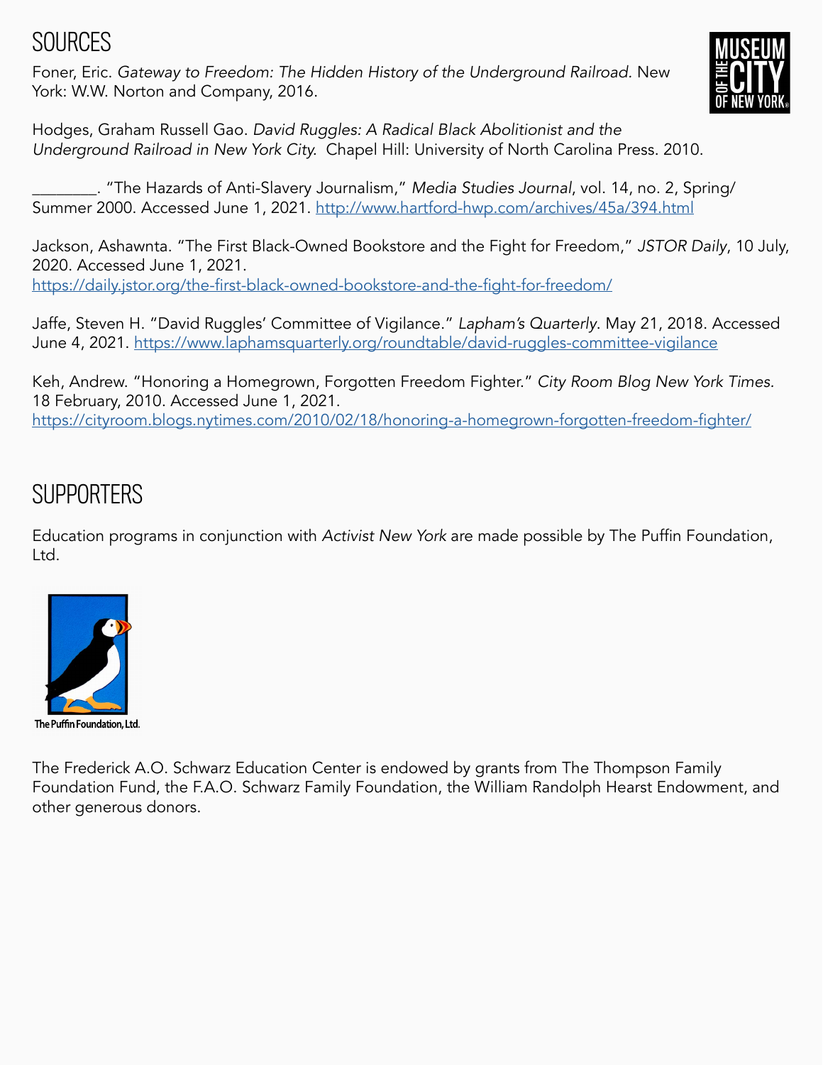# SOURCES

Foner, Eric. *Gateway to Freedom: The Hidden History of the Underground Railroad.* New York: W.W. Norton and Company, 2016.

Hodges, Graham Russell Gao. *David Ruggles: A Radical Black Abolitionist and the Underground Railroad in New York City.* Chapel Hill: University of North Carolina Press. 2010.

________. "The Hazards of Anti-Slavery Journalism," *Media Studies Journal*, vol. 14, no. 2, Spring/Summer 2000. Accessed June 1, 2021. http://www.hartford-hwp.com/archives/45a/394.html

Jackson, Ashawnta. "The First Black-Owned Bookstore and the Fight for Freedom," *JSTOR Daily*, 10 July, 2020. Accessed June 1, 2021. https://daily.jstor.org/the-first-black-owned-bookstore-and-the-fight-for-freedom/

Jaffe, Steven H. "David Ruggles' Committee of Vigilance." *Lapham's Quarterly*. May 21, 2018. Accessed June 4, 2021. https://www.laphamsquarterly.org/roundtable/david-ruggles-committee-vigilance

Keh, Andrew. "Honoring a Homegrown, Forgotten Freedom Fighter." *City Room Blog New York Times.* 18 February, 2010. Accessed June 1, 2021. https://cityroom.blogs.nytimes.com/2010/02/18/honoring-a-homegrown-forgotten-freedom-fighter/

# SUPPORTERS

Education programs in conjunction with *Activist New York* are made possible by The Puffin Foundation, Ltd.

The Puffin Foundation, Ltd.

The Frederick A.O. Schwarz Education Center is endowed by grants from The Thompson Family Foundation Fund, the F.A.O. Schwarz Family Foundation, the William Randolph Hearst Endowment, and other generous donors.